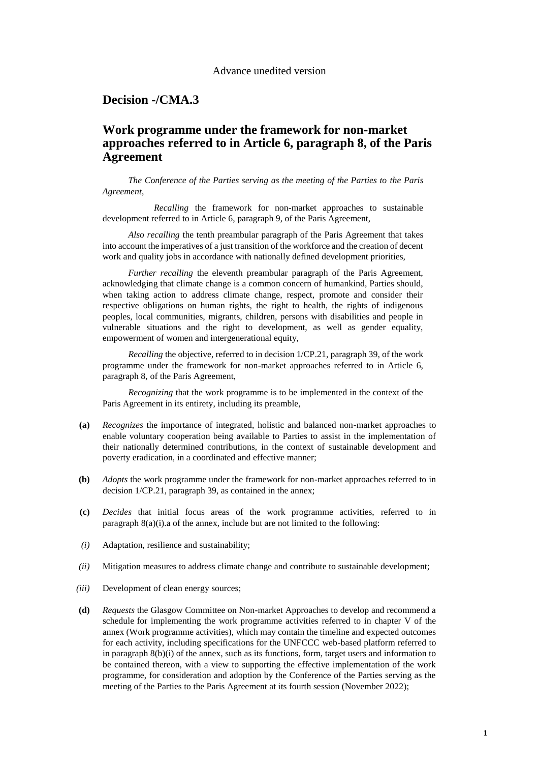Advance unedited version

## Decision -/CMA.3

# Work programme under the framework for non-market approaches referred to in Article 6, paragraph 8, of the Paris Agreement

*The Conference of the Parties serving as the meeting of the Parties to the Paris Agreement*,

*Recalling* the framework for non-market approaches to sustainable development referred to in Article 6, paragraph 9, of the Paris Agreement,

*Also recalling* the tenth preambular paragraph of the Paris Agreement that takes into account the imperatives of a just transition of the workforce and the creation of decent work and quality jobs in accordance with nationally defined development priorities,

*Further recalling* the eleventh preambular paragraph of the Paris Agreement, acknowledging that climate change is a common concern of humankind, Parties should, when taking action to address climate change, respect, promote and consider their respective obligations on human rights, the right to health, the rights of indigenous peoples, local communities, migrants, children, persons with disabilities and people in vulnerable situations and the right to development, as well as gender equality, empowerment of women and intergenerational equity,

*Recalling* the objective, referred to in decision 1/CP.21, paragraph 39, of the work programme under the framework for non-market approaches referred to in Article 6, paragraph 8, of the Paris Agreement,

*Recognizing* that the work programme is to be implemented in the context of the Paris Agreement in its entirety, including its preamble,

**(a)** *Recognizes* the importance of integrated, holistic and balanced non-market approaches to enable voluntary cooperation being available to Parties to assist in the implementation of their nationally determined contributions, in the context of sustainable development and poverty eradication, in a coordinated and effective manner;

**(b)** *Adopts* the work programme under the framework for non-market approaches referred to in decision 1/CP.21, paragraph 39, as contained in the annex;

**(c)** *Decides* that initial focus areas of the work programme activities, referred to in paragraph 8(a)(i).a of the annex, include but are not limited to the following:

*(i)* Adaptation, resilience and sustainability;

*(ii)* Mitigation measures to address climate change and contribute to sustainable development;

*(iii)* Development of clean energy sources;

**(d)** *Requests* the Glasgow Committee on Non-market Approaches to develop and recommend a schedule for implementing the work programme activities referred to in chapter V of the annex (Work programme activities), which may contain the timeline and expected outcomes for each activity, including specifications for the UNFCCC web-based platform referred to in paragraph 8(b)(i) of the annex, such as its functions, form, target users and information to be contained thereon, with a view to supporting the effective implementation of the work programme, for consideration and adoption by the Conference of the Parties serving as the meeting of the Parties to the Paris Agreement at its fourth session (November 2022);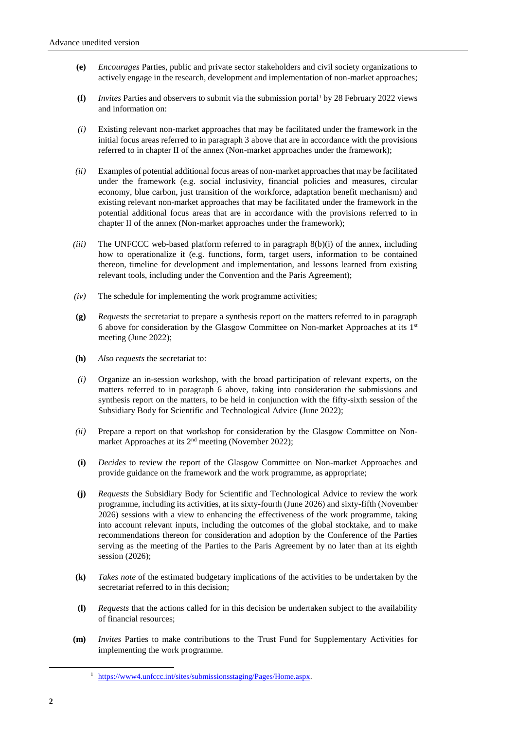**(e)** *Encourages* Parties, public and private sector stakeholders and civil society organizations to actively engage in the research, development and implementation of non-market approaches;

**(f)** *Invites* Parties and observers to submit via the submission portal[1] by 28 February 2022 views and information on:

*(i)* Existing relevant non-market approaches that may be facilitated under the framework in the initial focus areas referred to in paragraph 3 above that are in accordance with the provisions referred to in chapter II of the annex (Non-market approaches under the framework);

*(ii)* Examples of potential additional focus areas of non-market approaches that may be facilitated under the framework (e.g. social inclusivity, financial policies and measures, circular economy, blue carbon, just transition of the workforce, adaptation benefit mechanism) and existing relevant non-market approaches that may be facilitated under the framework in the potential additional focus areas that are in accordance with the provisions referred to in chapter II of the annex (Non-market approaches under the framework);

*(iii)* The UNFCCC web-based platform referred to in paragraph 8(b)(i) of the annex, including how to operationalize it (e.g. functions, form, target users, information to be contained thereon, timeline for development and implementation, and lessons learned from existing relevant tools, including under the Convention and the Paris Agreement);

*(iv)* The schedule for implementing the work programme activities;

**(g)** *Requests* the secretariat to prepare a synthesis report on the matters referred to in paragraph 6 above for consideration by the Glasgow Committee on Non-market Approaches at its 1st meeting (June 2022);

**(h)** *Also requests* the secretariat to:

*(i)* Organize an in-session workshop, with the broad participation of relevant experts, on the matters referred to in paragraph 6 above, taking into consideration the submissions and synthesis report on the matters, to be held in conjunction with the fifty-sixth session of the Subsidiary Body for Scientific and Technological Advice (June 2022);

*(ii)* Prepare a report on that workshop for consideration by the Glasgow Committee on Non-market Approaches at its 2nd meeting (November 2022);

**(i)** *Decides* to review the report of the Glasgow Committee on Non-market Approaches and provide guidance on the framework and the work programme, as appropriate;

**(j)** *Requests* the Subsidiary Body for Scientific and Technological Advice to review the work programme, including its activities, at its sixty-fourth (June 2026) and sixty-fifth (November 2026) sessions with a view to enhancing the effectiveness of the work programme, taking into account relevant inputs, including the outcomes of the global stocktake, and to make recommendations thereon for consideration and adoption by the Conference of the Parties serving as the meeting of the Parties to the Paris Agreement by no later than at its eighth session (2026);

**(k)** *Takes note* of the estimated budgetary implications of the activities to be undertaken by the secretariat referred to in this decision;

**(l)** *Requests* that the actions called for in this decision be undertaken subject to the availability of financial resources;

**(m)** *Invites* Parties to make contributions to the Trust Fund for Supplementary Activities for implementing the work programme.

[1] https://www4.unfccc.int/sites/submissionsstaging/Pages/Home.aspx.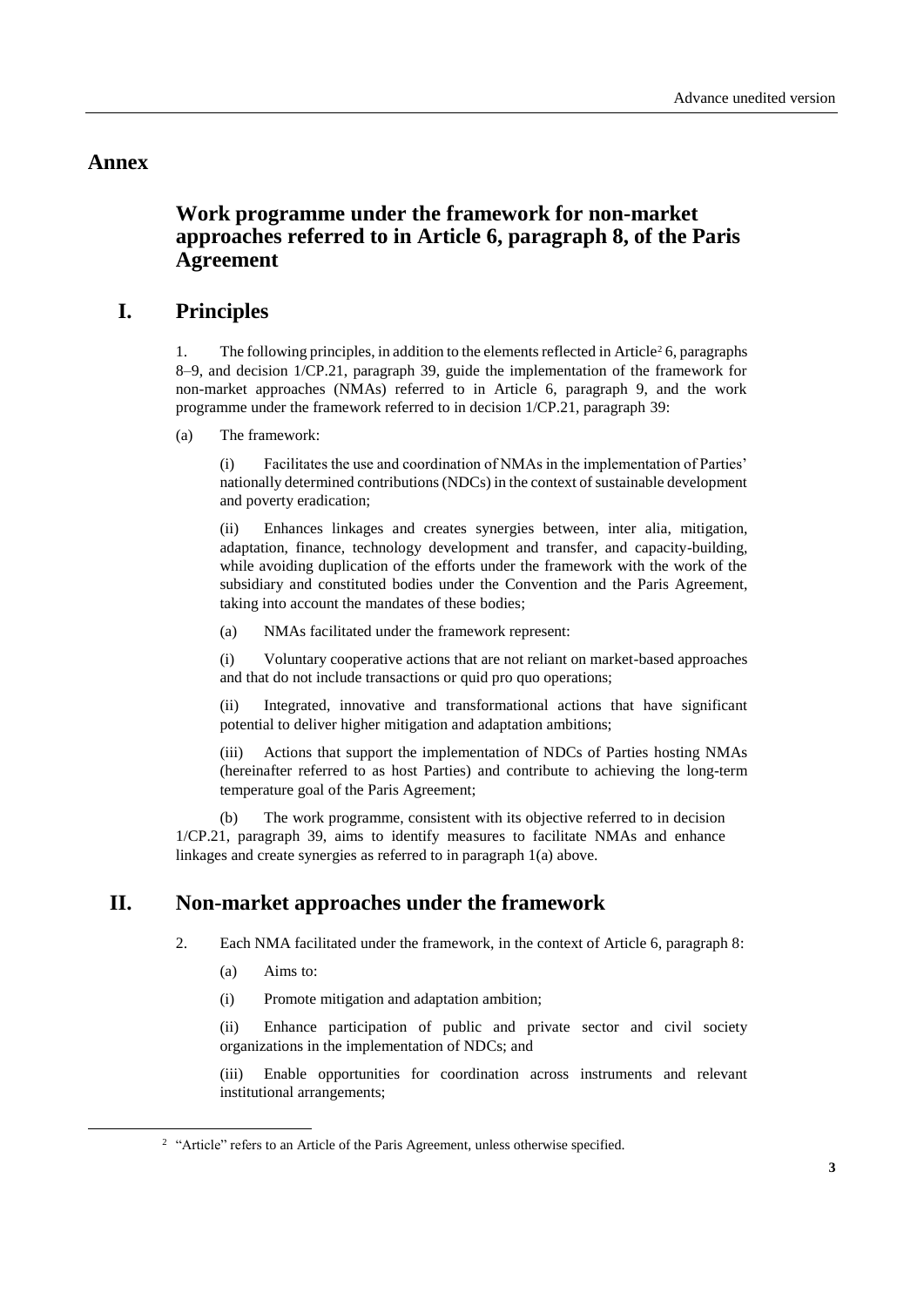# Annex

## Work programme under the framework for non-market approaches referred to in Article 6, paragraph 8, of the Paris Agreement

## I. Principles

1. The following principles, in addition to the elements reflected in Article[2] 6, paragraphs 8–9, and decision 1/CP.21, paragraph 39, guide the implementation of the framework for non-market approaches (NMAs) referred to in Article 6, paragraph 9, and the work programme under the framework referred to in decision 1/CP.21, paragraph 39:

(a) The framework:

(i) Facilitates the use and coordination of NMAs in the implementation of Parties' nationally determined contributions (NDCs) in the context of sustainable development and poverty eradication;

(ii) Enhances linkages and creates synergies between, inter alia, mitigation, adaptation, finance, technology development and transfer, and capacity-building, while avoiding duplication of the efforts under the framework with the work of the subsidiary and constituted bodies under the Convention and the Paris Agreement, taking into account the mandates of these bodies;

(a) NMAs facilitated under the framework represent:

(i) Voluntary cooperative actions that are not reliant on market-based approaches and that do not include transactions or quid pro quo operations;

(ii) Integrated, innovative and transformational actions that have significant potential to deliver higher mitigation and adaptation ambitions;

(iii) Actions that support the implementation of NDCs of Parties hosting NMAs (hereinafter referred to as host Parties) and contribute to achieving the long-term temperature goal of the Paris Agreement;

(b) The work programme, consistent with its objective referred to in decision 1/CP.21, paragraph 39, aims to identify measures to facilitate NMAs and enhance linkages and create synergies as referred to in paragraph 1(a) above.

## II. Non-market approaches under the framework

2. Each NMA facilitated under the framework, in the context of Article 6, paragraph 8:

(a) Aims to:

(i) Promote mitigation and adaptation ambition;

(ii) Enhance participation of public and private sector and civil society organizations in the implementation of NDCs; and

(iii) Enable opportunities for coordination across instruments and relevant institutional arrangements;

[2] "Article" refers to an Article of the Paris Agreement, unless otherwise specified.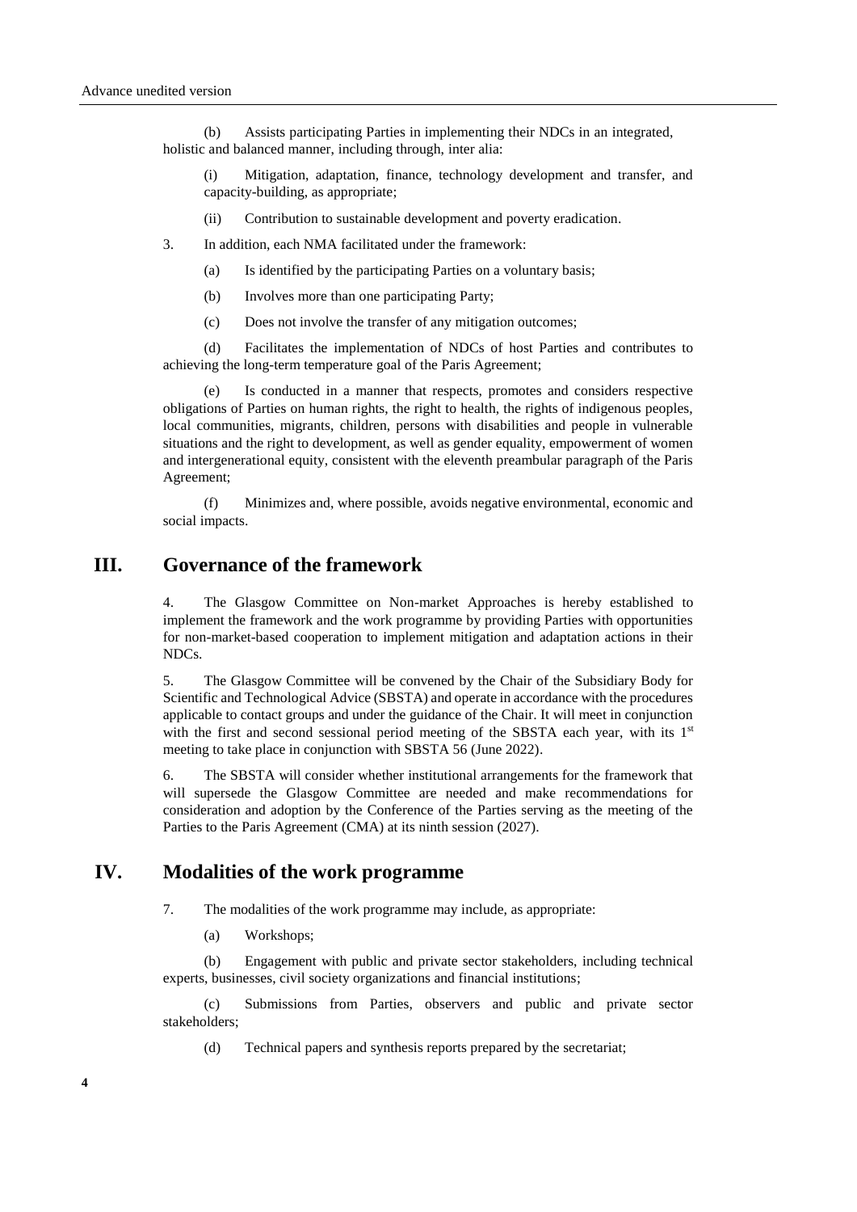(b) Assists participating Parties in implementing their NDCs in an integrated, holistic and balanced manner, including through, inter alia:

(i) Mitigation, adaptation, finance, technology development and transfer, and capacity-building, as appropriate;

(ii) Contribution to sustainable development and poverty eradication.

3. In addition, each NMA facilitated under the framework:

(a) Is identified by the participating Parties on a voluntary basis;

(b) Involves more than one participating Party;

(c) Does not involve the transfer of any mitigation outcomes;

(d) Facilitates the implementation of NDCs of host Parties and contributes to achieving the long-term temperature goal of the Paris Agreement;

(e) Is conducted in a manner that respects, promotes and considers respective obligations of Parties on human rights, the right to health, the rights of indigenous peoples, local communities, migrants, children, persons with disabilities and people in vulnerable situations and the right to development, as well as gender equality, empowerment of women and intergenerational equity, consistent with the eleventh preambular paragraph of the Paris Agreement;

(f) Minimizes and, where possible, avoids negative environmental, economic and social impacts.

## III. Governance of the framework

4. The Glasgow Committee on Non-market Approaches is hereby established to implement the framework and the work programme by providing Parties with opportunities for non-market-based cooperation to implement mitigation and adaptation actions in their NDCs.

5. The Glasgow Committee will be convened by the Chair of the Subsidiary Body for Scientific and Technological Advice (SBSTA) and operate in accordance with the procedures applicable to contact groups and under the guidance of the Chair. It will meet in conjunction with the first and second sessional period meeting of the SBSTA each year, with its 1st meeting to take place in conjunction with SBSTA 56 (June 2022).

6. The SBSTA will consider whether institutional arrangements for the framework that will supersede the Glasgow Committee are needed and make recommendations for consideration and adoption by the Conference of the Parties serving as the meeting of the Parties to the Paris Agreement (CMA) at its ninth session (2027).

## IV. Modalities of the work programme

7. The modalities of the work programme may include, as appropriate:

(a) Workshops;

(b) Engagement with public and private sector stakeholders, including technical experts, businesses, civil society organizations and financial institutions;

(c) Submissions from Parties, observers and public and private sector stakeholders;

(d) Technical papers and synthesis reports prepared by the secretariat;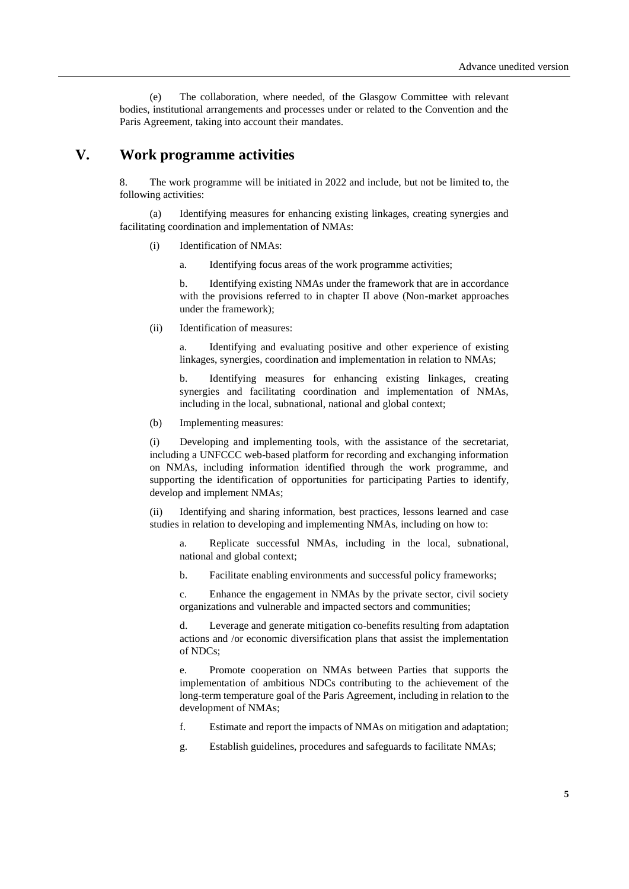(e) The collaboration, where needed, of the Glasgow Committee with relevant bodies, institutional arrangements and processes under or related to the Convention and the Paris Agreement, taking into account their mandates.

## V. Work programme activities

8. The work programme will be initiated in 2022 and include, but not be limited to, the following activities:

(a) Identifying measures for enhancing existing linkages, creating synergies and facilitating coordination and implementation of NMAs:

(i) Identification of NMAs:

a. Identifying focus areas of the work programme activities;

b. Identifying existing NMAs under the framework that are in accordance with the provisions referred to in chapter II above (Non-market approaches under the framework);

(ii) Identification of measures:

a. Identifying and evaluating positive and other experience of existing linkages, synergies, coordination and implementation in relation to NMAs;

b. Identifying measures for enhancing existing linkages, creating synergies and facilitating coordination and implementation of NMAs, including in the local, subnational, national and global context;

(b) Implementing measures:

(i) Developing and implementing tools, with the assistance of the secretariat, including a UNFCCC web-based platform for recording and exchanging information on NMAs, including information identified through the work programme, and supporting the identification of opportunities for participating Parties to identify, develop and implement NMAs;

(ii) Identifying and sharing information, best practices, lessons learned and case studies in relation to developing and implementing NMAs, including on how to:

a. Replicate successful NMAs, including in the local, subnational, national and global context;

b. Facilitate enabling environments and successful policy frameworks;

c. Enhance the engagement in NMAs by the private sector, civil society organizations and vulnerable and impacted sectors and communities;

d. Leverage and generate mitigation co-benefits resulting from adaptation actions and /or economic diversification plans that assist the implementation of NDCs;

e. Promote cooperation on NMAs between Parties that supports the implementation of ambitious NDCs contributing to the achievement of the long-term temperature goal of the Paris Agreement, including in relation to the development of NMAs;

f. Estimate and report the impacts of NMAs on mitigation and adaptation;

g. Establish guidelines, procedures and safeguards to facilitate NMAs;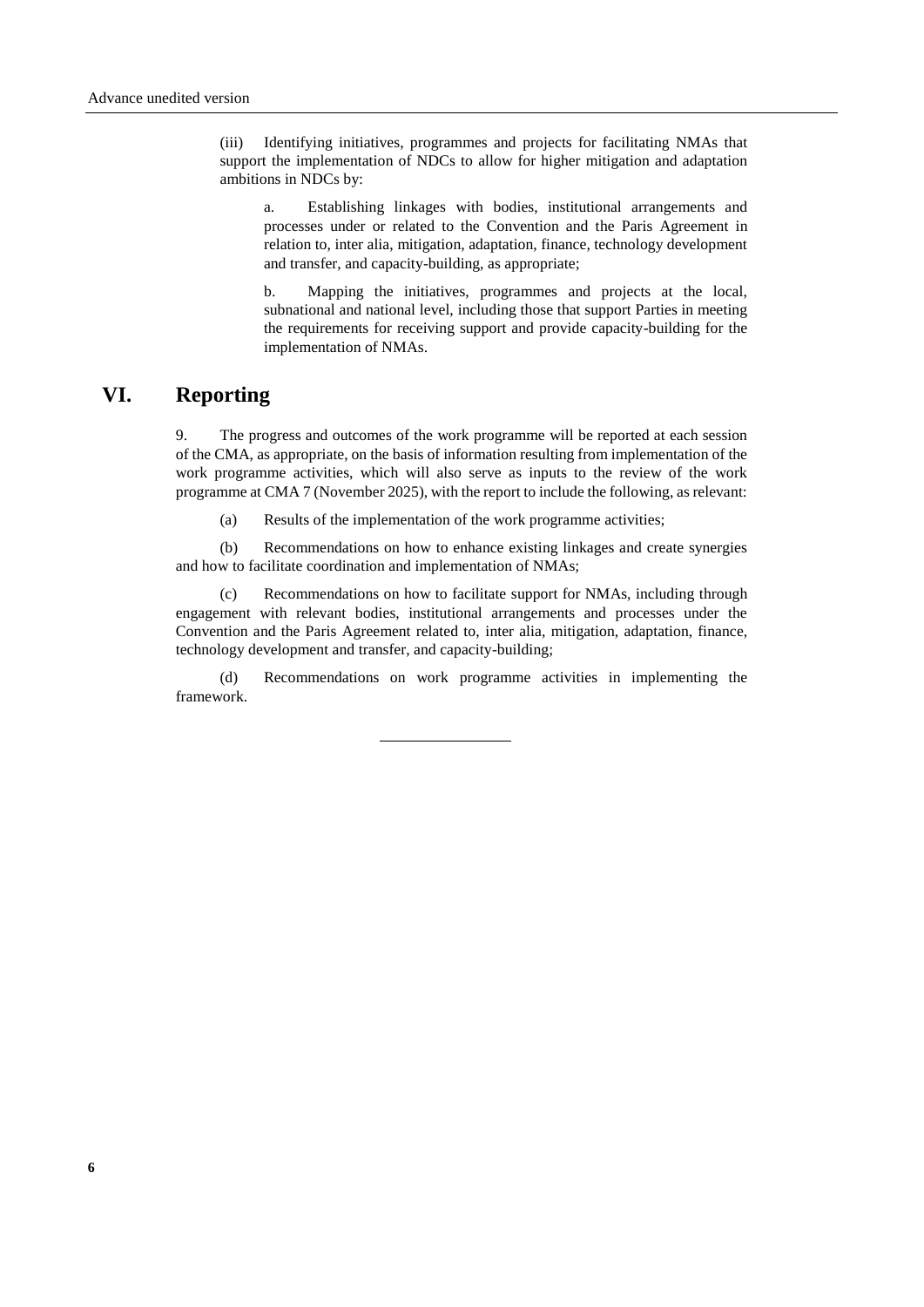(iii) Identifying initiatives, programmes and projects for facilitating NMAs that support the implementation of NDCs to allow for higher mitigation and adaptation ambitions in NDCs by:

a. Establishing linkages with bodies, institutional arrangements and processes under or related to the Convention and the Paris Agreement in relation to, inter alia, mitigation, adaptation, finance, technology development and transfer, and capacity-building, as appropriate;

b. Mapping the initiatives, programmes and projects at the local, subnational and national level, including those that support Parties in meeting the requirements for receiving support and provide capacity-building for the implementation of NMAs.

# VI. Reporting

9. The progress and outcomes of the work programme will be reported at each session of the CMA, as appropriate, on the basis of information resulting from implementation of the work programme activities, which will also serve as inputs to the review of the work programme at CMA 7 (November 2025), with the report to include the following, as relevant:

(a) Results of the implementation of the work programme activities;

(b) Recommendations on how to enhance existing linkages and create synergies and how to facilitate coordination and implementation of NMAs;

(c) Recommendations on how to facilitate support for NMAs, including through engagement with relevant bodies, institutional arrangements and processes under the Convention and the Paris Agreement related to, inter alia, mitigation, adaptation, finance, technology development and transfer, and capacity-building;

(d) Recommendations on work programme activities in implementing the framework.